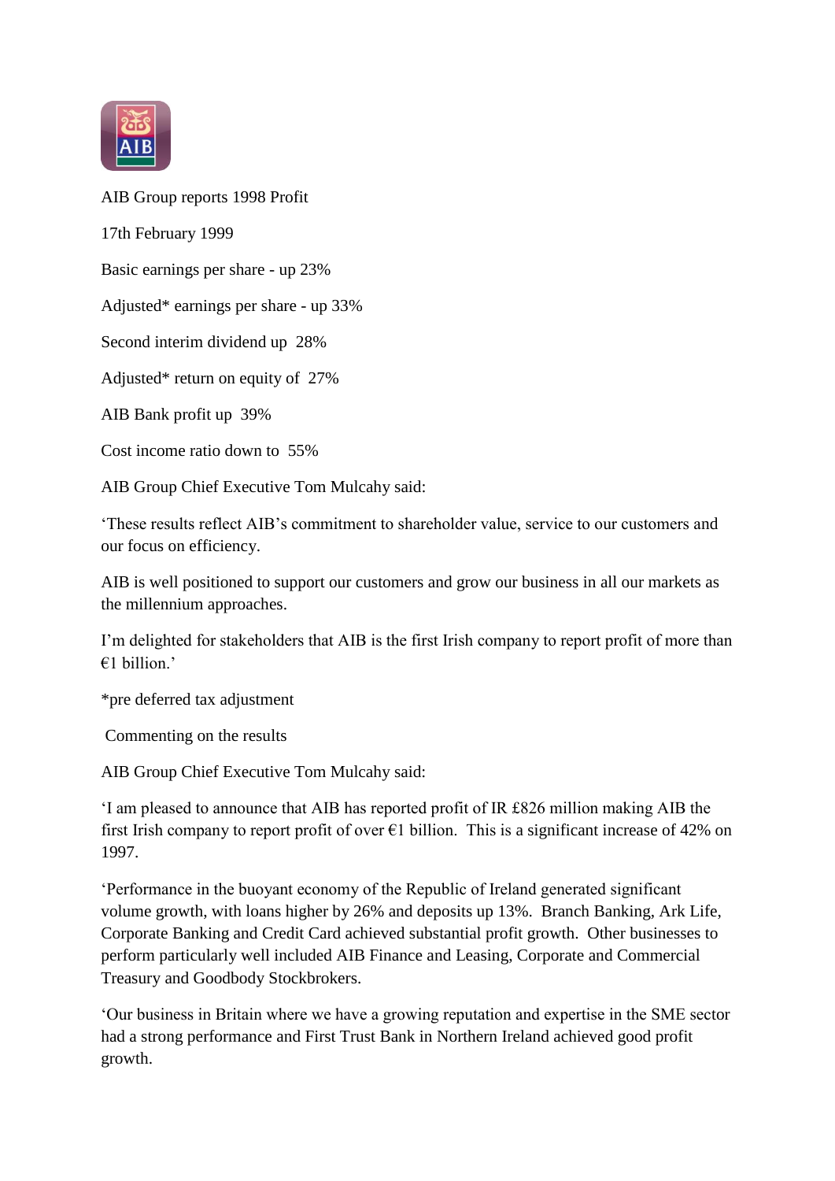# AIB Group reports 1998 Profit

17th February 1999

Basic earnings per share - up 23%

Adjusted* earnings per share - up 33%

Second interim dividend up 28%

Adjusted* return on equity of 27%

AIB Bank profit up 39%

Cost income ratio down to 55%

AIB Group Chief Executive Tom Mulcahy said:

'These results reflect AIB's commitment to shareholder value, service to our customers and our focus on efficiency.

AIB is well positioned to support our customers and grow our business in all our markets as the millennium approaches.

I'm delighted for stakeholders that AIB is the first Irish company to report profit of more than €1 billion.'

*pre deferred tax adjustment

Commenting on the results

AIB Group Chief Executive Tom Mulcahy said:

'I am pleased to announce that AIB has reported profit of IR £826 million making AIB the first Irish company to report profit of over €1 billion. This is a significant increase of 42% on 1997.

'Performance in the buoyant economy of the Republic of Ireland generated significant volume growth, with loans higher by 26% and deposits up 13%. Branch Banking, Ark Life, Corporate Banking and Credit Card achieved substantial profit growth. Other businesses to perform particularly well included AIB Finance and Leasing, Corporate and Commercial Treasury and Goodbody Stockbrokers.

'Our business in Britain where we have a growing reputation and expertise in the SME sector had a strong performance and First Trust Bank in Northern Ireland achieved good profit growth.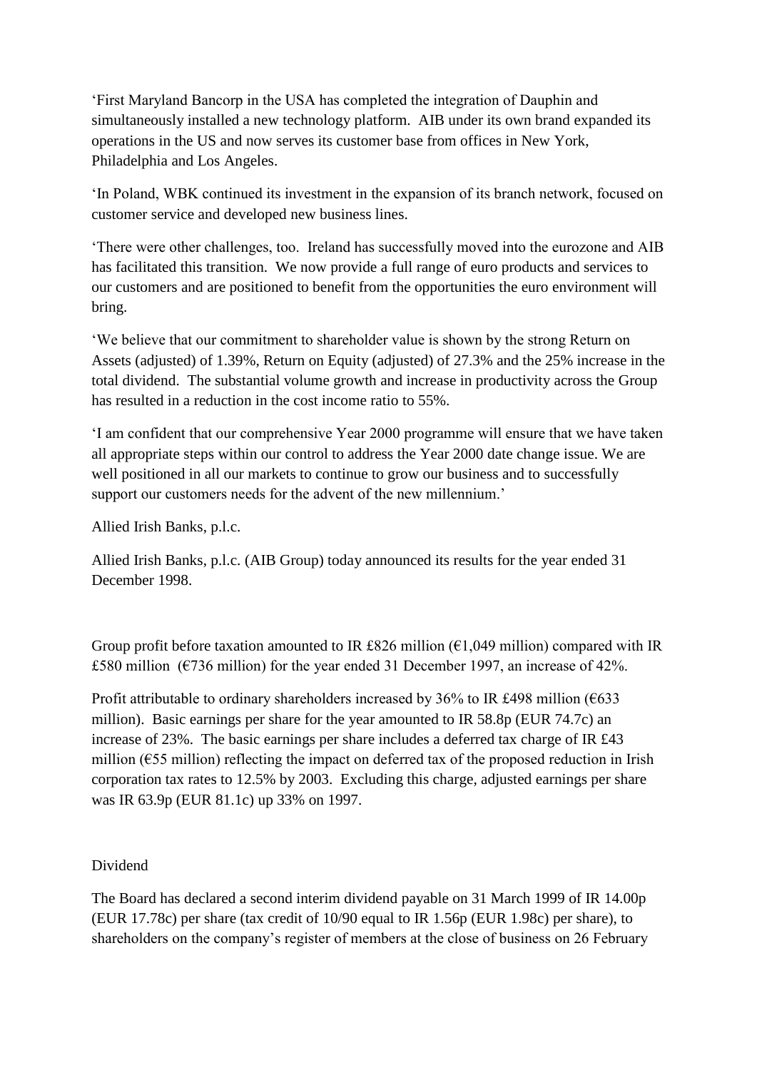'First Maryland Bancorp in the USA has completed the integration of Dauphin and simultaneously installed a new technology platform.  AIB under its own brand expanded its operations in the US and now serves its customer base from offices in New York, Philadelphia and Los Angeles.

'In Poland, WBK continued its investment in the expansion of its branch network, focused on customer service and developed new business lines.

'There were other challenges, too.  Ireland has successfully moved into the eurozone and AIB has facilitated this transition.  We now provide a full range of euro products and services to our customers and are positioned to benefit from the opportunities the euro environment will bring.

'We believe that our commitment to shareholder value is shown by the strong Return on Assets (adjusted) of 1.39%, Return on Equity (adjusted) of 27.3% and the 25% increase in the total dividend.  The substantial volume growth and increase in productivity across the Group has resulted in a reduction in the cost income ratio to 55%.

'I am confident that our comprehensive Year 2000 programme will ensure that we have taken all appropriate steps within our control to address the Year 2000 date change issue. We are well positioned in all our markets to continue to grow our business and to successfully support our customers needs for the advent of the new millennium.'

Allied Irish Banks, p.l.c.

Allied Irish Banks, p.l.c. (AIB Group) today announced its results for the year ended 31 December 1998.

Group profit before taxation amounted to IR £826 million (€1,049 million) compared with IR £580 million  (€736 million) for the year ended 31 December 1997, an increase of 42%.

Profit attributable to ordinary shareholders increased by 36% to IR £498 million (€633 million).  Basic earnings per share for the year amounted to IR 58.8p (EUR 74.7c) an increase of 23%.  The basic earnings per share includes a deferred tax charge of IR £43 million (€55 million) reflecting the impact on deferred tax of the proposed reduction in Irish corporation tax rates to 12.5% by 2003.  Excluding this charge, adjusted earnings per share was IR 63.9p (EUR 81.1c) up 33% on 1997.

## Dividend

The Board has declared a second interim dividend payable on 31 March 1999 of IR 14.00p (EUR 17.78c) per share (tax credit of 10/90 equal to IR 1.56p (EUR 1.98c) per share), to shareholders on the company's register of members at the close of business on 26 February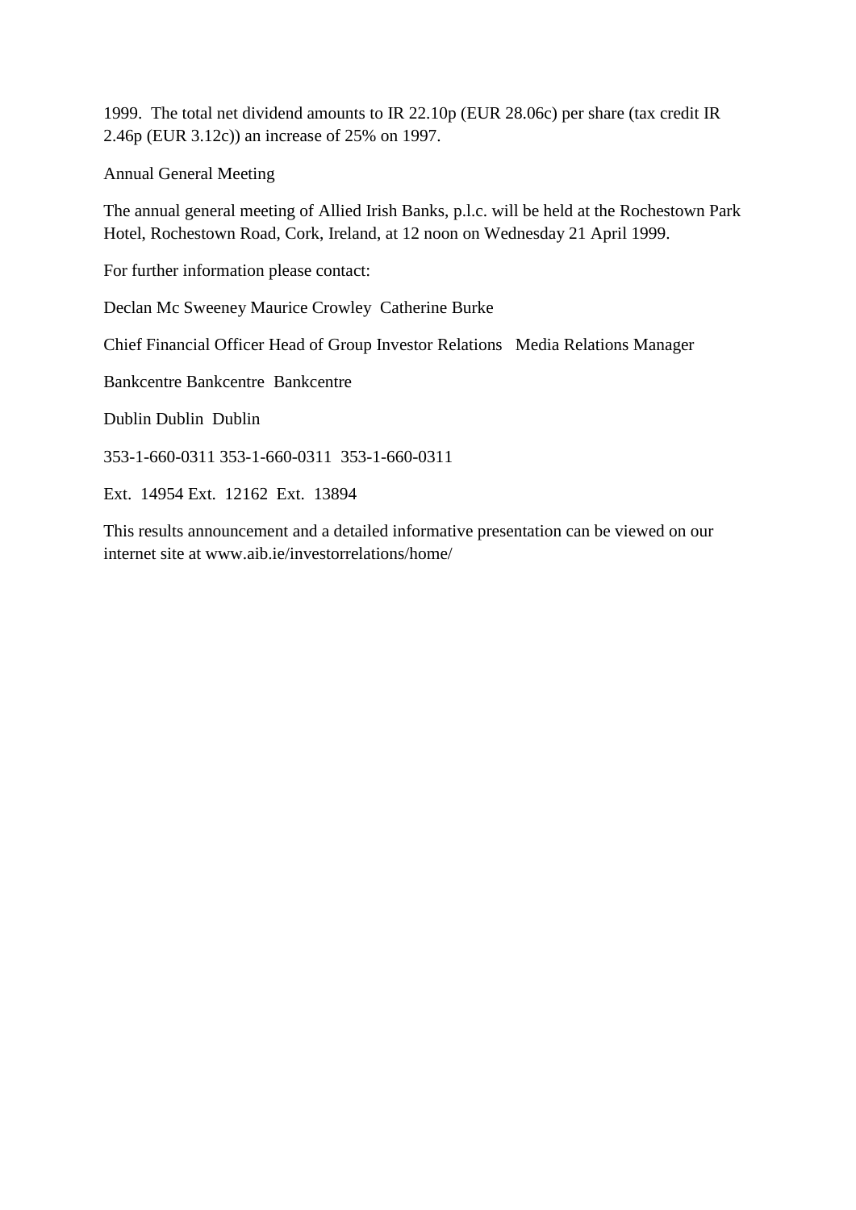1999. The total net dividend amounts to IR 22.10p (EUR 28.06c) per share (tax credit IR 2.46p (EUR 3.12c)) an increase of 25% on 1997.

## Annual General Meeting

The annual general meeting of Allied Irish Banks, p.l.c. will be held at the Rochestown Park Hotel, Rochestown Road, Cork, Ireland, at 12 noon on Wednesday 21 April 1999.

For further information please contact:

| | | |
|---|---|---|
| Declan Mc Sweeney | Maurice Crowley | Catherine Burke |
| Chief Financial Officer | Head of Group Investor Relations | Media Relations Manager |
| Bankcentre | Bankcentre | Bankcentre |
| Dublin | Dublin | Dublin |
| 353-1-660-0311 | 353-1-660-0311 | 353-1-660-0311 |
| Ext. 14954 | Ext. 12162 | Ext. 13894 |

This results announcement and a detailed informative presentation can be viewed on our internet site at www.aib.ie/investorrelations/home/